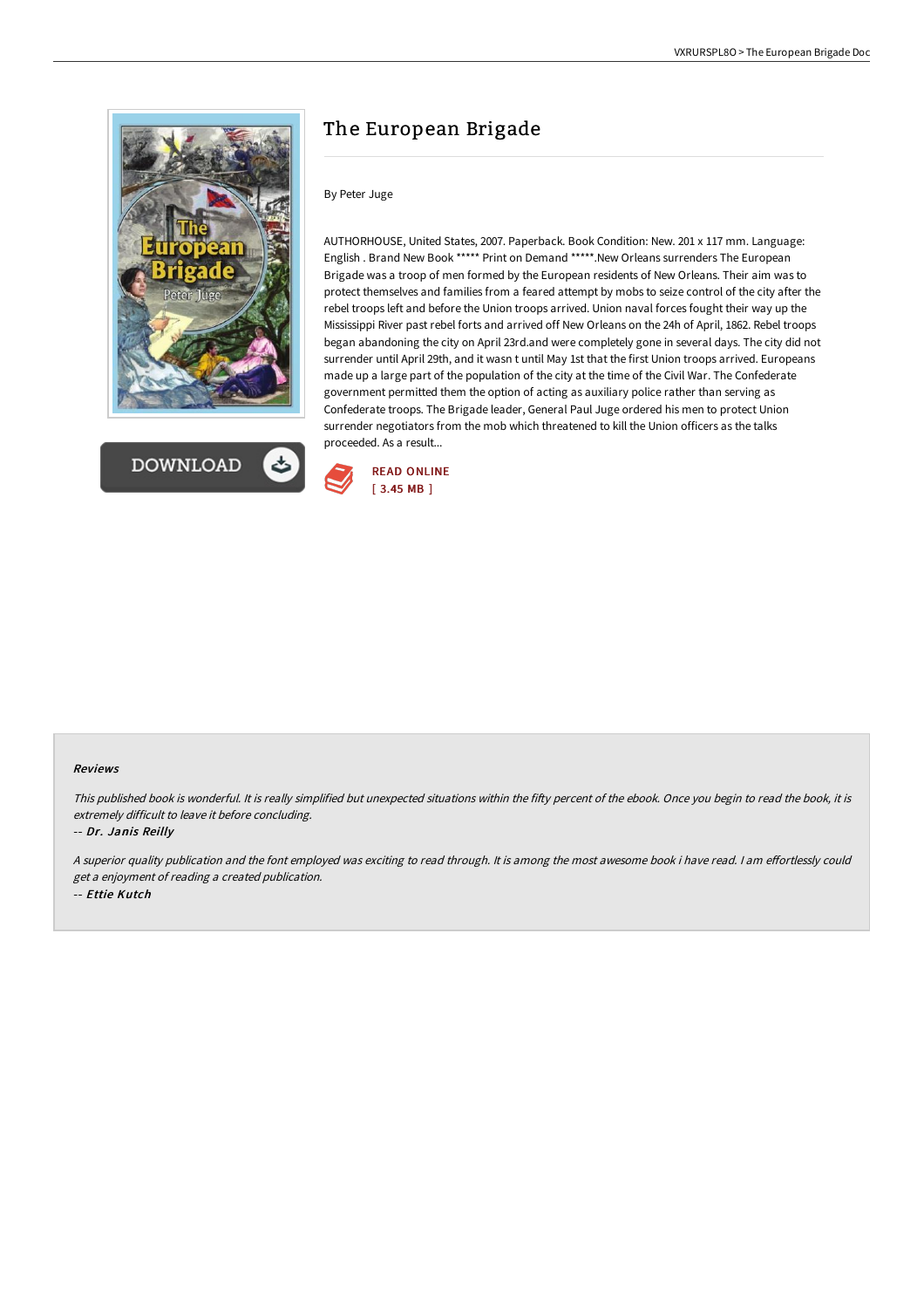# The European Brigade

By Peter Juge

AUTHORHOUSE, United States, 2007. Paperback. Book Condition: New. 201 x 117 mm. Language: English . Brand New Book ***** Print on Demand *****.New Orleans surrenders The European Brigade was a troop of men formed by the European residents of New Orleans. Their aim was to protect themselves and families from a feared attempt by mobs to seize control of the city after the rebel troops left and before the Union troops arrived. Union naval forces fought their way up the Mississippi River past rebel forts and arrived off New Orleans on the 24h of April, 1862. Rebel troops began abandoning the city on April 23rd.and were completely gone in several days. The city did not surrender until April 29th, and it wasn t until May 1st that the first Union troops arrived. Europeans made up a large part of the population of the city at the time of the Civil War. The Confederate government permitted them the option of acting as auxiliary police rather than serving as Confederate troops. The Brigade leader, General Paul Juge ordered his men to protect Union surrender negotiators from the mob which threatened to kill the Union officers as the talks proceeded. As a result...

READ ONLINE
[ 3.45 MB ]

#### Reviews

*This published book is wonderful. It is really simplified but unexpected situations within the fifty percent of the ebook. Once you begin to read the book, it is extremely difficult to leave it before concluding.*

-- *Dr. Janis Reilly*

*A superior quality publication and the font employed was exciting to read through. It is among the most awesome book i have read. I am effortlessly could get a enjoyment of reading a created publication.*

-- *Ettie Kutch*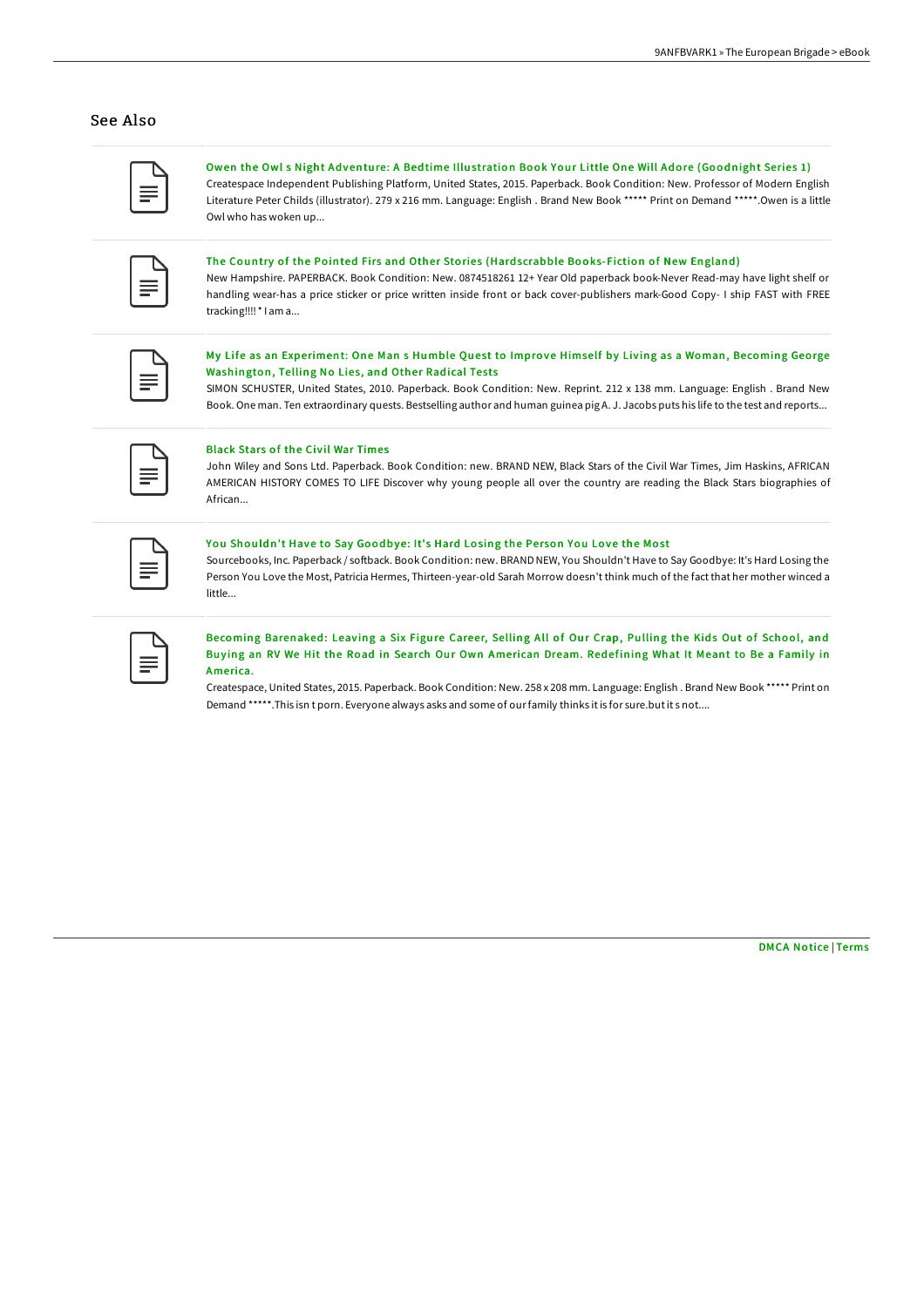## See Also

**Owen the Owl s Night Adventure: A Bedtime Illustration Book Your Little One Will Adore (Goodnight Series 1)**

Createspace Independent Publishing Platform, United States, 2015. Paperback. Book Condition: New. Professor of Modern English Literature Peter Childs (illustrator). 279 x 216 mm. Language: English . Brand New Book ***** Print on Demand *****.Owen is a little Owl who has woken up...

**The Country of the Pointed Firs and Other Stories (Hardscrabble Books-Fiction of New England)**

New Hampshire. PAPERBACK. Book Condition: New. 0874518261 12+ Year Old paperback book-Never Read-may have light shelf or handling wear-has a price sticker or price written inside front or back cover-publishers mark-Good Copy- I ship FAST with FREE tracking!!!! * I am a...

**My Life as an Experiment: One Man s Humble Quest to Improve Himself by Living as a Woman, Becoming George Washington, Telling No Lies, and Other Radical Tests**

SIMON SCHUSTER, United States, 2010. Paperback. Book Condition: New. Reprint. 212 x 138 mm. Language: English . Brand New Book. One man. Ten extraordinary quests. Bestselling author and human guinea pig A. J. Jacobs puts his life to the test and reports...

**Black Stars of the Civil War Times**

John Wiley and Sons Ltd. Paperback. Book Condition: new. BRAND NEW, Black Stars of the Civil War Times, Jim Haskins, AFRICAN AMERICAN HISTORY COMES TO LIFE Discover why young people all over the country are reading the Black Stars biographies of African...

**You Shouldn't Have to Say Goodbye: It's Hard Losing the Person You Love the Most**

Sourcebooks, Inc. Paperback / softback. Book Condition: new. BRAND NEW, You Shouldn't Have to Say Goodbye: It's Hard Losing the Person You Love the Most, Patricia Hermes, Thirteen-year-old Sarah Morrow doesn't think much of the fact that her mother winced a little...

**Becoming Barenaked: Leaving a Six Figure Career, Selling All of Our Crap, Pulling the Kids Out of School, and Buying an RV We Hit the Road in Search Our Own American Dream. Redefining What It Meant to Be a Family in America.**

Createspace, United States, 2015. Paperback. Book Condition: New. 258 x 208 mm. Language: English . Brand New Book ***** Print on Demand *****.This isn t porn. Everyone always asks and some of our family thinks it is for sure.but it s not....